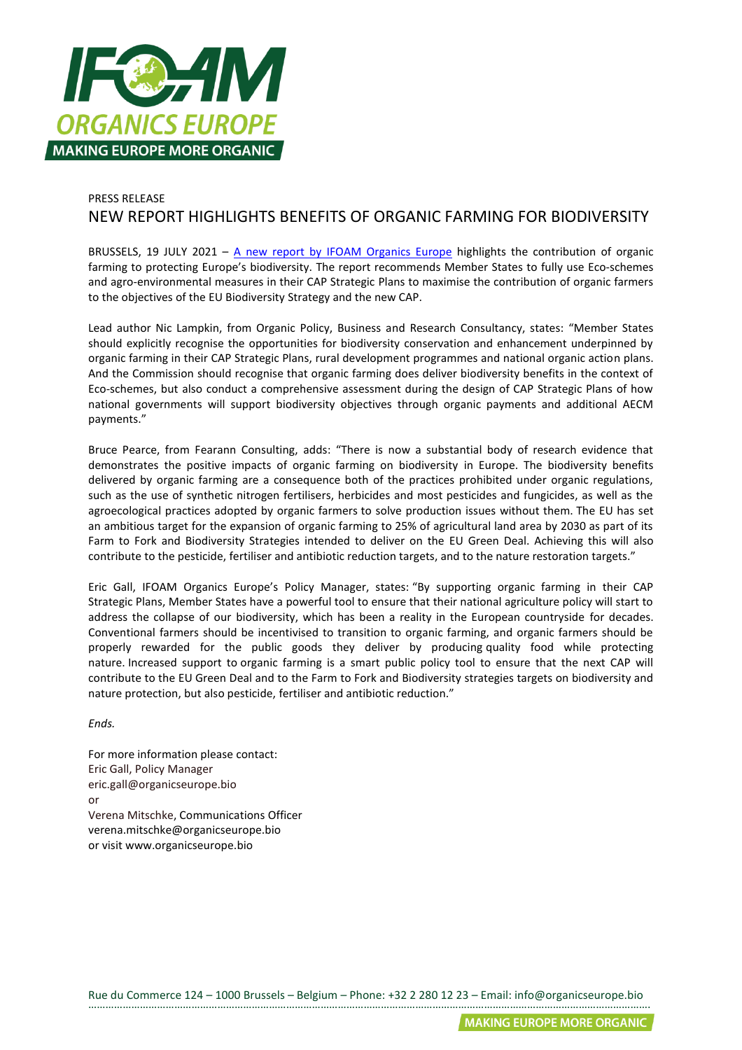PRESS RELEASE

# NEW REPORT HIGHLIGHTS BENEFITS OF ORGANIC FARMING FOR BIODIVERSITY

BRUSSELS, 19 JULY 2021 – A new report by IFOAM Organics Europe highlights the contribution of organic farming to protecting Europe's biodiversity. The report recommends Member States to fully use Eco-schemes and agro-environmental measures in their CAP Strategic Plans to maximise the contribution of organic farmers to the objectives of the EU Biodiversity Strategy and the new CAP.

Lead author Nic Lampkin, from Organic Policy, Business and Research Consultancy, states: "Member States should explicitly recognise the opportunities for biodiversity conservation and enhancement underpinned by organic farming in their CAP Strategic Plans, rural development programmes and national organic action plans. And the Commission should recognise that organic farming does deliver biodiversity benefits in the context of Eco-schemes, but also conduct a comprehensive assessment during the design of CAP Strategic Plans of how national governments will support biodiversity objectives through organic payments and additional AECM payments."

Bruce Pearce, from Fearann Consulting, adds: "There is now a substantial body of research evidence that demonstrates the positive impacts of organic farming on biodiversity in Europe. The biodiversity benefits delivered by organic farming are a consequence both of the practices prohibited under organic regulations, such as the use of synthetic nitrogen fertilisers, herbicides and most pesticides and fungicides, as well as the agroecological practices adopted by organic farmers to solve production issues without them. The EU has set an ambitious target for the expansion of organic farming to 25% of agricultural land area by 2030 as part of its Farm to Fork and Biodiversity Strategies intended to deliver on the EU Green Deal. Achieving this will also contribute to the pesticide, fertiliser and antibiotic reduction targets, and to the nature restoration targets."

Eric Gall, IFOAM Organics Europe's Policy Manager, states: "By supporting organic farming in their CAP Strategic Plans, Member States have a powerful tool to ensure that their national agriculture policy will start to address the collapse of our biodiversity, which has been a reality in the European countryside for decades. Conventional farmers should be incentivised to transition to organic farming, and organic farmers should be properly rewarded for the public goods they deliver by producing quality food while protecting nature. Increased support to organic farming is a smart public policy tool to ensure that the next CAP will contribute to the EU Green Deal and to the Farm to Fork and Biodiversity strategies targets on biodiversity and nature protection, but also pesticide, fertiliser and antibiotic reduction."

*Ends.*

For more information please contact:
Eric Gall, Policy Manager
eric.gall@organicseurope.bio
or
Verena Mitschke, Communications Officer
verena.mitschke@organicseurope.bio
or visit www.organicseurope.bio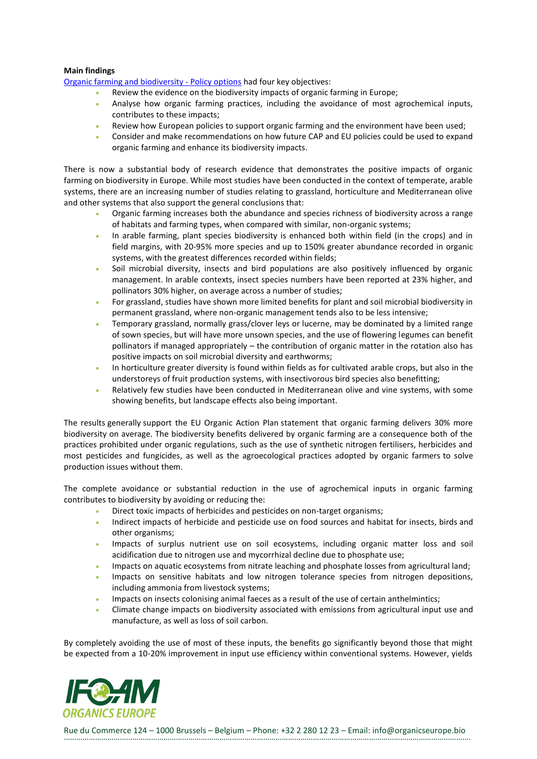**Main findings**

[Organic farming and biodiversity - Policy options](#) had four key objectives:

- Review the evidence on the biodiversity impacts of organic farming in Europe;
- Analyse how organic farming practices, including the avoidance of most agrochemical inputs, contributes to these impacts;
- Review how European policies to support organic farming and the environment have been used;
- Consider and make recommendations on how future CAP and EU policies could be used to expand organic farming and enhance its biodiversity impacts.

There is now a substantial body of research evidence that demonstrates the positive impacts of organic farming on biodiversity in Europe. While most studies have been conducted in the context of temperate, arable systems, there are an increasing number of studies relating to grassland, horticulture and Mediterranean olive and other systems that also support the general conclusions that:

- Organic farming increases both the abundance and species richness of biodiversity across a range of habitats and farming types, when compared with similar, non-organic systems;
- In arable farming, plant species biodiversity is enhanced both within field (in the crops) and in field margins, with 20-95% more species and up to 150% greater abundance recorded in organic systems, with the greatest differences recorded within fields;
- Soil microbial diversity, insects and bird populations are also positively influenced by organic management. In arable contexts, insect species numbers have been reported at 23% higher, and pollinators 30% higher, on average across a number of studies;
- For grassland, studies have shown more limited benefits for plant and soil microbial biodiversity in permanent grassland, where non-organic management tends also to be less intensive;
- Temporary grassland, normally grass/clover leys or lucerne, may be dominated by a limited range of sown species, but will have more unsown species, and the use of flowering legumes can benefit pollinators if managed appropriately – the contribution of organic matter in the rotation also has positive impacts on soil microbial diversity and earthworms;
- In horticulture greater diversity is found within fields as for cultivated arable crops, but also in the understoreys of fruit production systems, with insectivorous bird species also benefitting;
- Relatively few studies have been conducted in Mediterranean olive and vine systems, with some showing benefits, but landscape effects also being important.

The results generally support the EU Organic Action Plan statement that organic farming delivers 30% more biodiversity on average. The biodiversity benefits delivered by organic farming are a consequence both of the practices prohibited under organic regulations, such as the use of synthetic nitrogen fertilisers, herbicides and most pesticides and fungicides, as well as the agroecological practices adopted by organic farmers to solve production issues without them.

The complete avoidance or substantial reduction in the use of agrochemical inputs in organic farming contributes to biodiversity by avoiding or reducing the:

- Direct toxic impacts of herbicides and pesticides on non-target organisms;
- Indirect impacts of herbicide and pesticide use on food sources and habitat for insects, birds and other organisms;
- Impacts of surplus nutrient use on soil ecosystems, including organic matter loss and soil acidification due to nitrogen use and mycorrhizal decline due to phosphate use;
- Impacts on aquatic ecosystems from nitrate leaching and phosphate losses from agricultural land;
- Impacts on sensitive habitats and low nitrogen tolerance species from nitrogen depositions, including ammonia from livestock systems;
- Impacts on insects colonising animal faeces as a result of the use of certain anthelmintics;
- Climate change impacts on biodiversity associated with emissions from agricultural input use and manufacture, as well as loss of soil carbon.

By completely avoiding the use of most of these inputs, the benefits go significantly beyond those that might be expected from a 10-20% improvement in input use efficiency within conventional systems. However, yields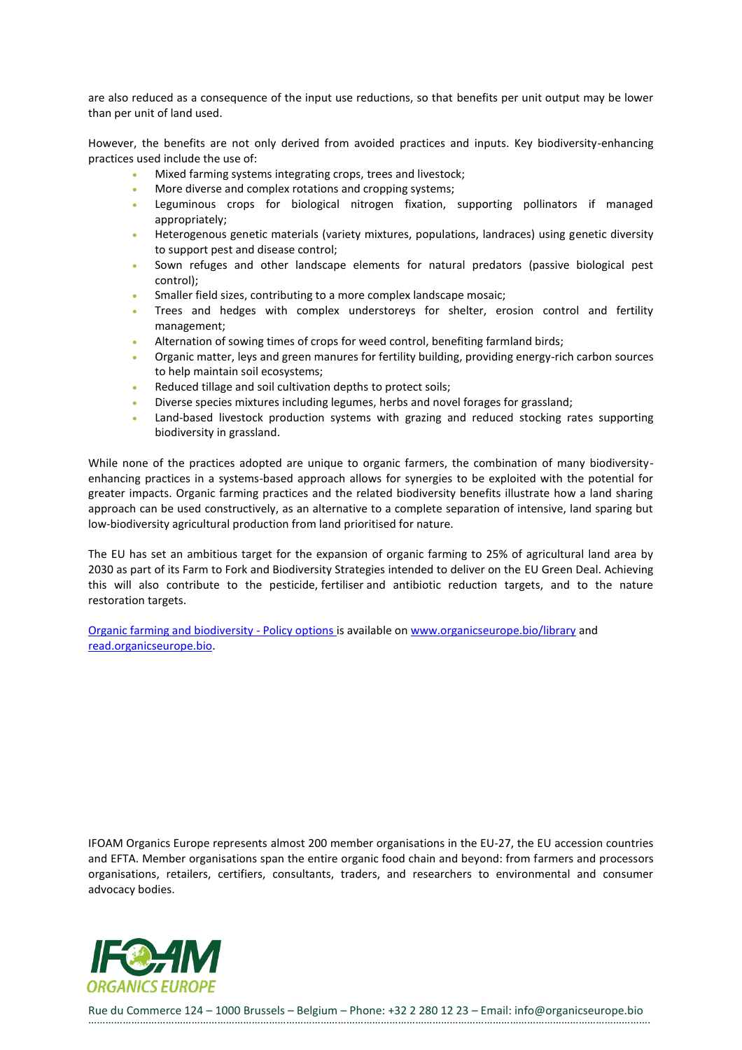are also reduced as a consequence of the input use reductions, so that benefits per unit output may be lower than per unit of land used.

However, the benefits are not only derived from avoided practices and inputs. Key biodiversity-enhancing practices used include the use of:

- Mixed farming systems integrating crops, trees and livestock;
- More diverse and complex rotations and cropping systems;
- Leguminous crops for biological nitrogen fixation, supporting pollinators if managed appropriately;
- Heterogenous genetic materials (variety mixtures, populations, landraces) using genetic diversity to support pest and disease control;
- Sown refuges and other landscape elements for natural predators (passive biological pest control);
- Smaller field sizes, contributing to a more complex landscape mosaic;
- Trees and hedges with complex understoreys for shelter, erosion control and fertility management;
- Alternation of sowing times of crops for weed control, benefiting farmland birds;
- Organic matter, leys and green manures for fertility building, providing energy-rich carbon sources to help maintain soil ecosystems;
- Reduced tillage and soil cultivation depths to protect soils;
- Diverse species mixtures including legumes, herbs and novel forages for grassland;
- Land-based livestock production systems with grazing and reduced stocking rates supporting biodiversity in grassland.

While none of the practices adopted are unique to organic farmers, the combination of many biodiversity-enhancing practices in a systems-based approach allows for synergies to be exploited with the potential for greater impacts. Organic farming practices and the related biodiversity benefits illustrate how a land sharing approach can be used constructively, as an alternative to a complete separation of intensive, land sparing but low-biodiversity agricultural production from land prioritised for nature.

The EU has set an ambitious target for the expansion of organic farming to 25% of agricultural land area by 2030 as part of its Farm to Fork and Biodiversity Strategies intended to deliver on the EU Green Deal. Achieving this will also contribute to the pesticide, fertiliser and antibiotic reduction targets, and to the nature restoration targets.

Organic farming and biodiversity - Policy options is available on www.organicseurope.bio/library and read.organicseurope.bio.

IFOAM Organics Europe represents almost 200 member organisations in the EU-27, the EU accession countries and EFTA. Member organisations span the entire organic food chain and beyond: from farmers and processors organisations, retailers, certifiers, consultants, traders, and researchers to environmental and consumer advocacy bodies.

IFOAM ORGANICS EUROPE

Rue du Commerce 124 – 1000 Brussels – Belgium – Phone: +32 2 280 12 23 – Email: info@organicseurope.bio